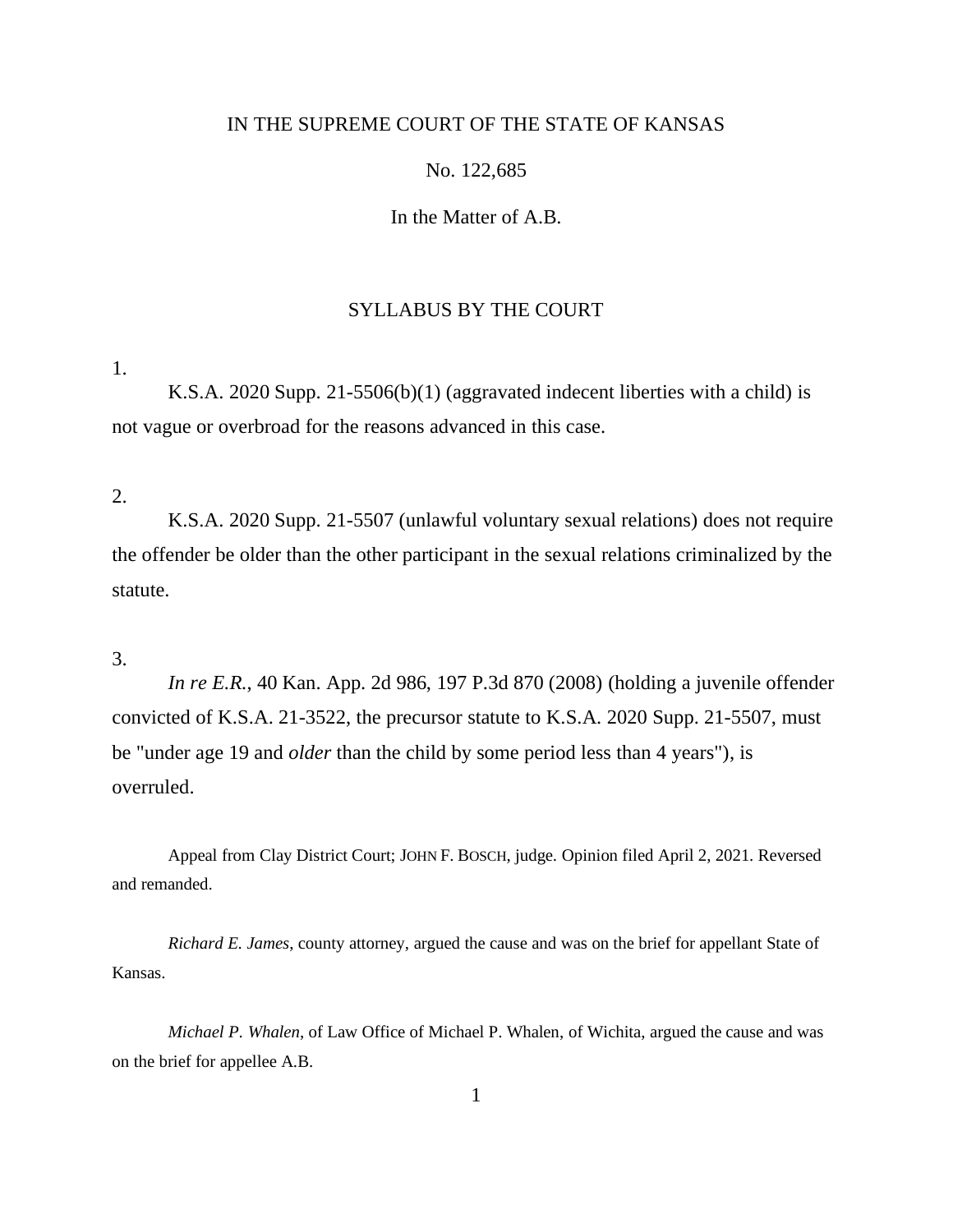IN THE SUPREME COURT OF THE STATE OF KANSAS

No. 122,685

In the Matter of A.B.

## SYLLABUS BY THE COURT

1.

K.S.A. 2020 Supp. 21-5506(b)(1) (aggravated indecent liberties with a child) is not vague or overbroad for the reasons advanced in this case.

2.

K.S.A. 2020 Supp. 21-5507 (unlawful voluntary sexual relations) does not require the offender be older than the other participant in the sexual relations criminalized by the statute.

3.

*In re E.R.*, 40 Kan. App. 2d 986, 197 P.3d 870 (2008) (holding a juvenile offender convicted of K.S.A. 21-3522, the precursor statute to K.S.A. 2020 Supp. 21-5507, must be "under age 19 and *older* than the child by some period less than 4 years"), is overruled.

Appeal from Clay District Court; JOHN F. BOSCH, judge. Opinion filed April 2, 2021. Reversed and remanded.

*Richard E. James*, county attorney, argued the cause and was on the brief for appellant State of Kansas.

*Michael P. Whalen*, of Law Office of Michael P. Whalen, of Wichita, argued the cause and was on the brief for appellee A.B.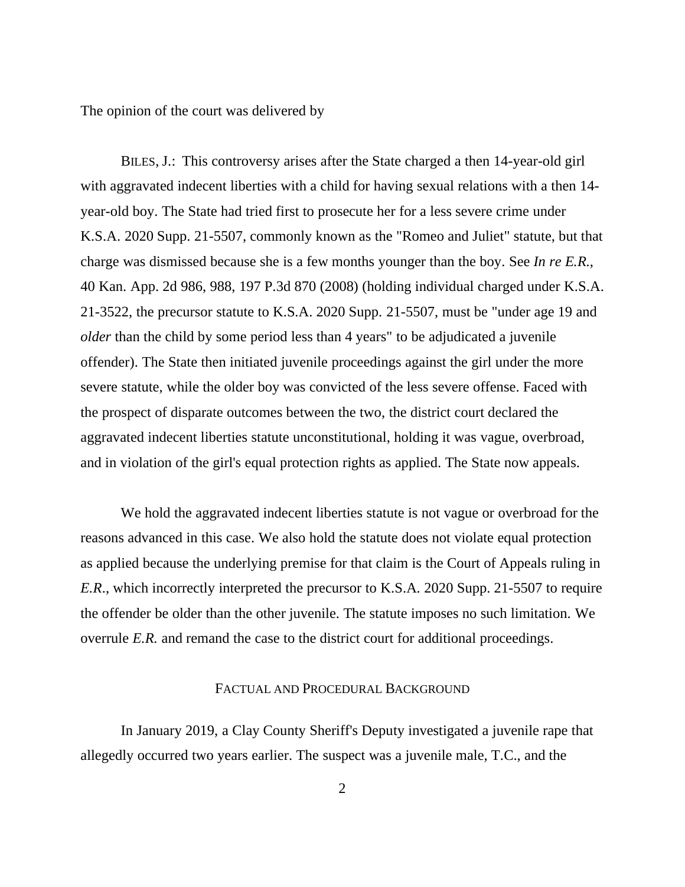The opinion of the court was delivered by

BILES, J.: This controversy arises after the State charged a then 14-year-old girl with aggravated indecent liberties with a child for having sexual relations with a then 14-year-old boy. The State had tried first to prosecute her for a less severe crime under K.S.A. 2020 Supp. 21-5507, commonly known as the "Romeo and Juliet" statute, but that charge was dismissed because she is a few months younger than the boy. See *In re E.R.*, 40 Kan. App. 2d 986, 988, 197 P.3d 870 (2008) (holding individual charged under K.S.A. 21-3522, the precursor statute to K.S.A. 2020 Supp. 21-5507, must be "under age 19 and *older* than the child by some period less than 4 years" to be adjudicated a juvenile offender). The State then initiated juvenile proceedings against the girl under the more severe statute, while the older boy was convicted of the less severe offense. Faced with the prospect of disparate outcomes between the two, the district court declared the aggravated indecent liberties statute unconstitutional, holding it was vague, overbroad, and in violation of the girl's equal protection rights as applied. The State now appeals.

We hold the aggravated indecent liberties statute is not vague or overbroad for the reasons advanced in this case. We also hold the statute does not violate equal protection as applied because the underlying premise for that claim is the Court of Appeals ruling in *E.R.*, which incorrectly interpreted the precursor to K.S.A. 2020 Supp. 21-5507 to require the offender be older than the other juvenile. The statute imposes no such limitation. We overrule *E.R.* and remand the case to the district court for additional proceedings.

## FACTUAL AND PROCEDURAL BACKGROUND

In January 2019, a Clay County Sheriff's Deputy investigated a juvenile rape that allegedly occurred two years earlier. The suspect was a juvenile male, T.C., and the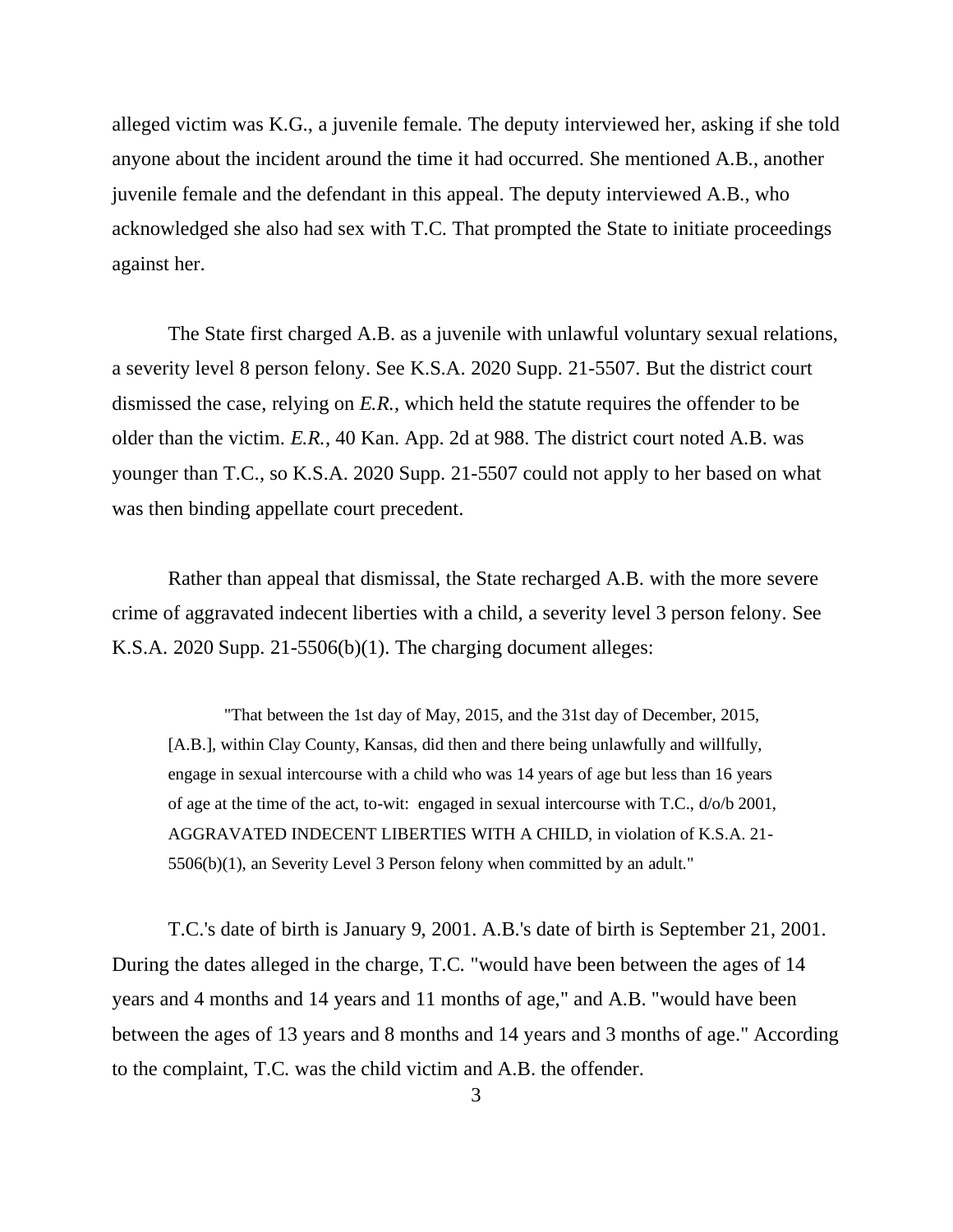alleged victim was K.G., a juvenile female. The deputy interviewed her, asking if she told anyone about the incident around the time it had occurred. She mentioned A.B., another juvenile female and the defendant in this appeal. The deputy interviewed A.B., who acknowledged she also had sex with T.C. That prompted the State to initiate proceedings against her.

The State first charged A.B. as a juvenile with unlawful voluntary sexual relations, a severity level 8 person felony. See K.S.A. 2020 Supp. 21-5507. But the district court dismissed the case, relying on *E.R.*, which held the statute requires the offender to be older than the victim. *E.R.*, 40 Kan. App. 2d at 988. The district court noted A.B. was younger than T.C., so K.S.A. 2020 Supp. 21-5507 could not apply to her based on what was then binding appellate court precedent.

Rather than appeal that dismissal, the State recharged A.B. with the more severe crime of aggravated indecent liberties with a child, a severity level 3 person felony. See K.S.A. 2020 Supp. 21-5506(b)(1). The charging document alleges:

> "That between the 1st day of May, 2015, and the 31st day of December, 2015, [A.B.], within Clay County, Kansas, did then and there being unlawfully and willfully, engage in sexual intercourse with a child who was 14 years of age but less than 16 years of age at the time of the act, to-wit: engaged in sexual intercourse with T.C., d/o/b 2001, AGGRAVATED INDECENT LIBERTIES WITH A CHILD, in violation of K.S.A. 21-5506(b)(1), an Severity Level 3 Person felony when committed by an adult."

T.C.'s date of birth is January 9, 2001. A.B.'s date of birth is September 21, 2001. During the dates alleged in the charge, T.C. "would have been between the ages of 14 years and 4 months and 14 years and 11 months of age," and A.B. "would have been between the ages of 13 years and 8 months and 14 years and 3 months of age." According to the complaint, T.C. was the child victim and A.B. the offender.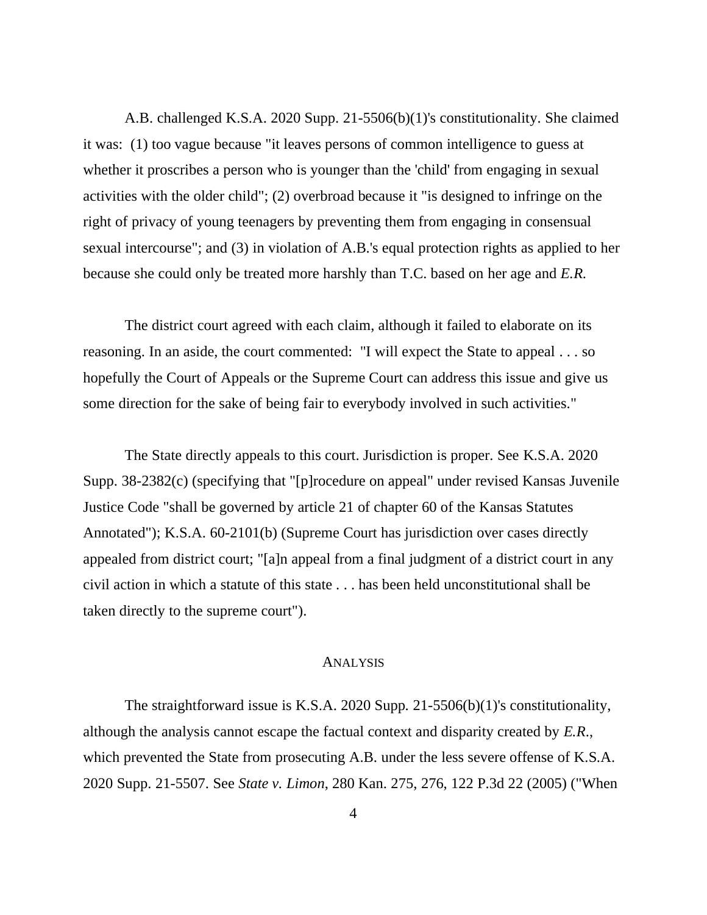A.B. challenged K.S.A. 2020 Supp. 21-5506(b)(1)'s constitutionality. She claimed it was: (1) too vague because "it leaves persons of common intelligence to guess at whether it proscribes a person who is younger than the 'child' from engaging in sexual activities with the older child"; (2) overbroad because it "is designed to infringe on the right of privacy of young teenagers by preventing them from engaging in consensual sexual intercourse"; and (3) in violation of A.B.'s equal protection rights as applied to her because she could only be treated more harshly than T.C. based on her age and *E.R.*

The district court agreed with each claim, although it failed to elaborate on its reasoning. In an aside, the court commented: "I will expect the State to appeal . . . so hopefully the Court of Appeals or the Supreme Court can address this issue and give us some direction for the sake of being fair to everybody involved in such activities."

The State directly appeals to this court. Jurisdiction is proper. See K.S.A. 2020 Supp. 38-2382(c) (specifying that "[p]rocedure on appeal" under revised Kansas Juvenile Justice Code "shall be governed by article 21 of chapter 60 of the Kansas Statutes Annotated"); K.S.A. 60-2101(b) (Supreme Court has jurisdiction over cases directly appealed from district court; "[a]n appeal from a final judgment of a district court in any civil action in which a statute of this state . . . has been held unconstitutional shall be taken directly to the supreme court").

## ANALYSIS

The straightforward issue is K.S.A. 2020 Supp. 21-5506(b)(1)'s constitutionality, although the analysis cannot escape the factual context and disparity created by *E.R.*, which prevented the State from prosecuting A.B. under the less severe offense of K.S.A. 2020 Supp. 21-5507. See *State v. Limon*, 280 Kan. 275, 276, 122 P.3d 22 (2005) ("When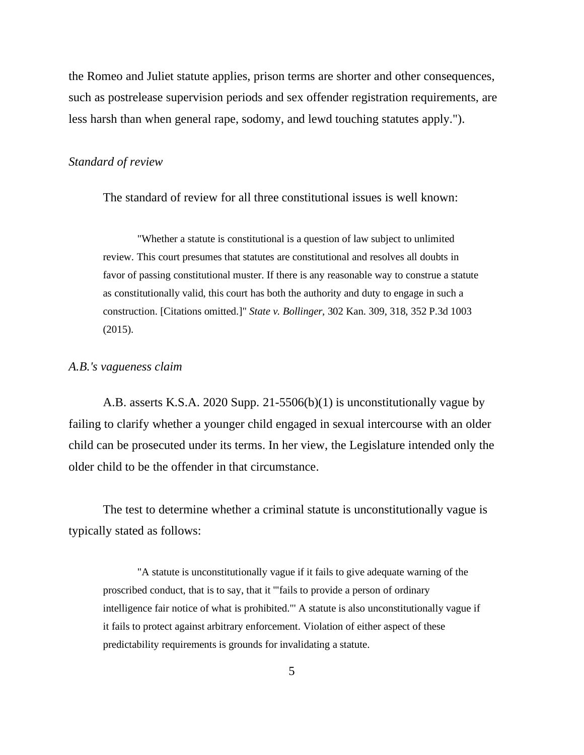the Romeo and Juliet statute applies, prison terms are shorter and other consequences, such as postrelease supervision periods and sex offender registration requirements, are less harsh than when general rape, sodomy, and lewd touching statutes apply.").

*Standard of review*

The standard of review for all three constitutional issues is well known:

> "Whether a statute is constitutional is a question of law subject to unlimited review. This court presumes that statutes are constitutional and resolves all doubts in favor of passing constitutional muster. If there is any reasonable way to construe a statute as constitutionally valid, this court has both the authority and duty to engage in such a construction. [Citations omitted.]" *State v. Bollinger*, 302 Kan. 309, 318, 352 P.3d 1003 (2015).

*A.B.'s vagueness claim*

A.B. asserts K.S.A. 2020 Supp. 21-5506(b)(1) is unconstitutionally vague by failing to clarify whether a younger child engaged in sexual intercourse with an older child can be prosecuted under its terms. In her view, the Legislature intended only the older child to be the offender in that circumstance.

The test to determine whether a criminal statute is unconstitutionally vague is typically stated as follows:

> "A statute is unconstitutionally vague if it fails to give adequate warning of the proscribed conduct, that is to say, that it '"fails to provide a person of ordinary intelligence fair notice of what is prohibited."' A statute is also unconstitutionally vague if it fails to protect against arbitrary enforcement. Violation of either aspect of these predictability requirements is grounds for invalidating a statute.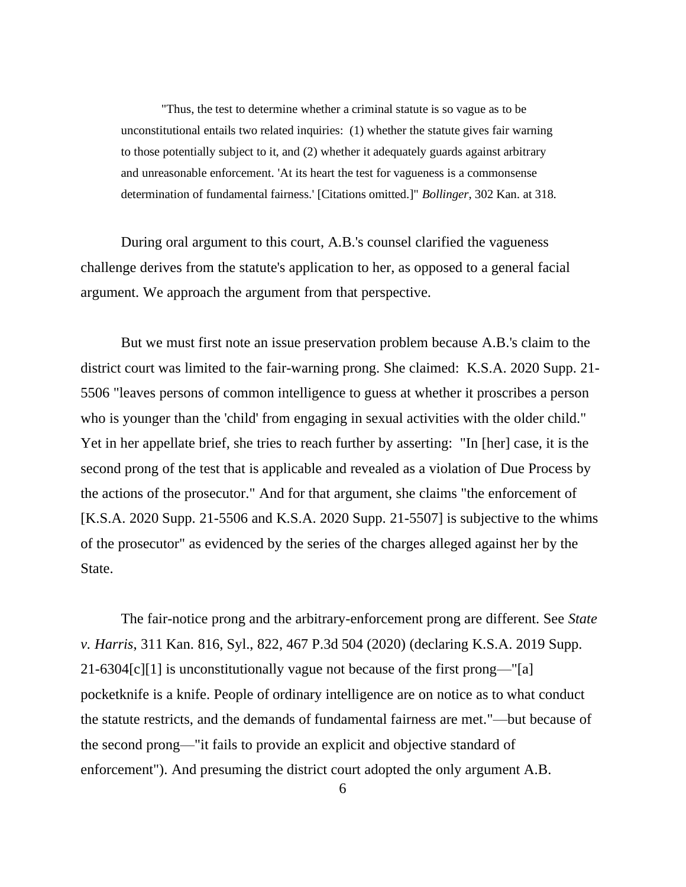> "Thus, the test to determine whether a criminal statute is so vague as to be unconstitutional entails two related inquiries: (1) whether the statute gives fair warning to those potentially subject to it, and (2) whether it adequately guards against arbitrary and unreasonable enforcement. 'At its heart the test for vagueness is a commonsense determination of fundamental fairness.' [Citations omitted.]" *Bollinger*, 302 Kan. at 318.

During oral argument to this court, A.B.'s counsel clarified the vagueness challenge derives from the statute's application to her, as opposed to a general facial argument. We approach the argument from that perspective.

But we must first note an issue preservation problem because A.B.'s claim to the district court was limited to the fair-warning prong. She claimed: K.S.A. 2020 Supp. 21-5506 "leaves persons of common intelligence to guess at whether it proscribes a person who is younger than the 'child' from engaging in sexual activities with the older child." Yet in her appellate brief, she tries to reach further by asserting: "In [her] case, it is the second prong of the test that is applicable and revealed as a violation of Due Process by the actions of the prosecutor." And for that argument, she claims "the enforcement of [K.S.A. 2020 Supp. 21-5506 and K.S.A. 2020 Supp. 21-5507] is subjective to the whims of the prosecutor" as evidenced by the series of the charges alleged against her by the State.

The fair-notice prong and the arbitrary-enforcement prong are different. See *State v. Harris*, 311 Kan. 816, Syl., 822, 467 P.3d 504 (2020) (declaring K.S.A. 2019 Supp. 21-6304[c][1] is unconstitutionally vague not because of the first prong—"[a] pocketknife is a knife. People of ordinary intelligence are on notice as to what conduct the statute restricts, and the demands of fundamental fairness are met."—but because of the second prong—"it fails to provide an explicit and objective standard of enforcement"). And presuming the district court adopted the only argument A.B.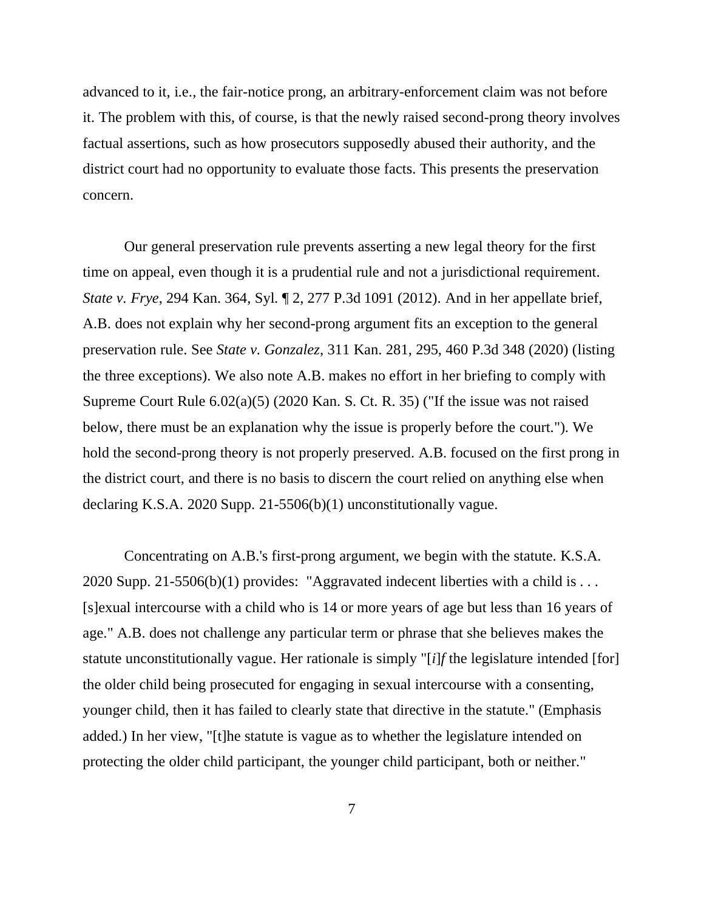advanced to it, i.e., the fair-notice prong, an arbitrary-enforcement claim was not before it. The problem with this, of course, is that the newly raised second-prong theory involves factual assertions, such as how prosecutors supposedly abused their authority, and the district court had no opportunity to evaluate those facts. This presents the preservation concern.

Our general preservation rule prevents asserting a new legal theory for the first time on appeal, even though it is a prudential rule and not a jurisdictional requirement. *State v. Frye*, 294 Kan. 364, Syl. ¶ 2, 277 P.3d 1091 (2012). And in her appellate brief, A.B. does not explain why her second-prong argument fits an exception to the general preservation rule. See *State v. Gonzalez*, 311 Kan. 281, 295, 460 P.3d 348 (2020) (listing the three exceptions). We also note A.B. makes no effort in her briefing to comply with Supreme Court Rule 6.02(a)(5) (2020 Kan. S. Ct. R. 35) ("If the issue was not raised below, there must be an explanation why the issue is properly before the court."). We hold the second-prong theory is not properly preserved. A.B. focused on the first prong in the district court, and there is no basis to discern the court relied on anything else when declaring K.S.A. 2020 Supp. 21-5506(b)(1) unconstitutionally vague.

Concentrating on A.B.'s first-prong argument, we begin with the statute. K.S.A. 2020 Supp. 21-5506(b)(1) provides: "Aggravated indecent liberties with a child is . . . [s]exual intercourse with a child who is 14 or more years of age but less than 16 years of age." A.B. does not challenge any particular term or phrase that she believes makes the statute unconstitutionally vague. Her rationale is simply "[*i*]*f* the legislature intended [for] the older child being prosecuted for engaging in sexual intercourse with a consenting, younger child, then it has failed to clearly state that directive in the statute." (Emphasis added.) In her view, "[t]he statute is vague as to whether the legislature intended on protecting the older child participant, the younger child participant, both or neither."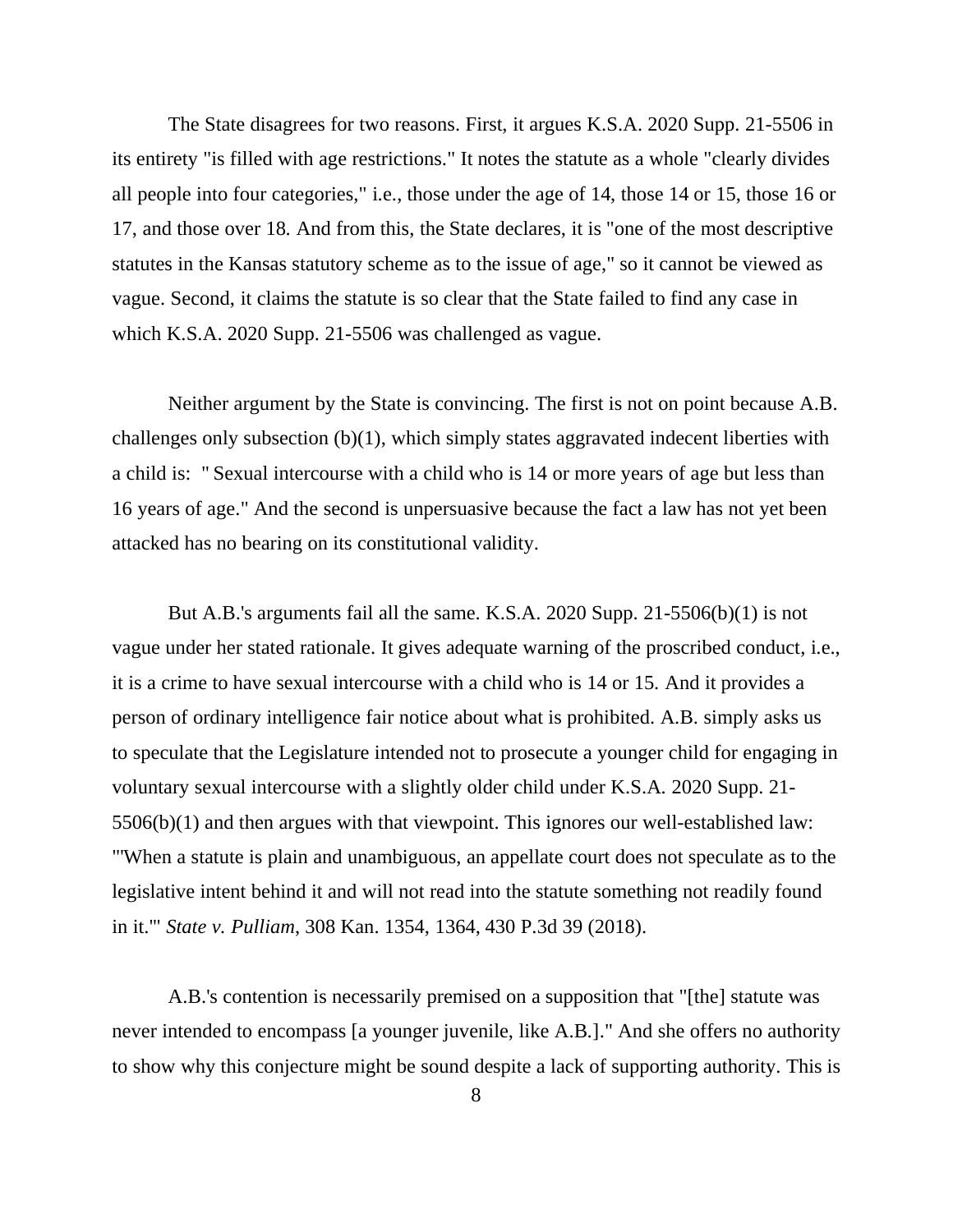The State disagrees for two reasons. First, it argues K.S.A. 2020 Supp. 21-5506 in its entirety "is filled with age restrictions." It notes the statute as a whole "clearly divides all people into four categories," i.e., those under the age of 14, those 14 or 15, those 16 or 17, and those over 18. And from this, the State declares, it is "one of the most descriptive statutes in the Kansas statutory scheme as to the issue of age," so it cannot be viewed as vague. Second, it claims the statute is so clear that the State failed to find any case in which K.S.A. 2020 Supp. 21-5506 was challenged as vague.

Neither argument by the State is convincing. The first is not on point because A.B. challenges only subsection (b)(1), which simply states aggravated indecent liberties with a child is: "Sexual intercourse with a child who is 14 or more years of age but less than 16 years of age." And the second is unpersuasive because the fact a law has not yet been attacked has no bearing on its constitutional validity.

But A.B.'s arguments fail all the same. K.S.A. 2020 Supp. 21-5506(b)(1) is not vague under her stated rationale. It gives adequate warning of the proscribed conduct, i.e., it is a crime to have sexual intercourse with a child who is 14 or 15. And it provides a person of ordinary intelligence fair notice about what is prohibited. A.B. simply asks us to speculate that the Legislature intended not to prosecute a younger child for engaging in voluntary sexual intercourse with a slightly older child under K.S.A. 2020 Supp. 21-5506(b)(1) and then argues with that viewpoint. This ignores our well-established law: "'When a statute is plain and unambiguous, an appellate court does not speculate as to the legislative intent behind it and will not read into the statute something not readily found in it.'" *State v. Pulliam*, 308 Kan. 1354, 1364, 430 P.3d 39 (2018).

A.B.'s contention is necessarily premised on a supposition that "[the] statute was never intended to encompass [a younger juvenile, like A.B.]." And she offers no authority to show why this conjecture might be sound despite a lack of supporting authority. This is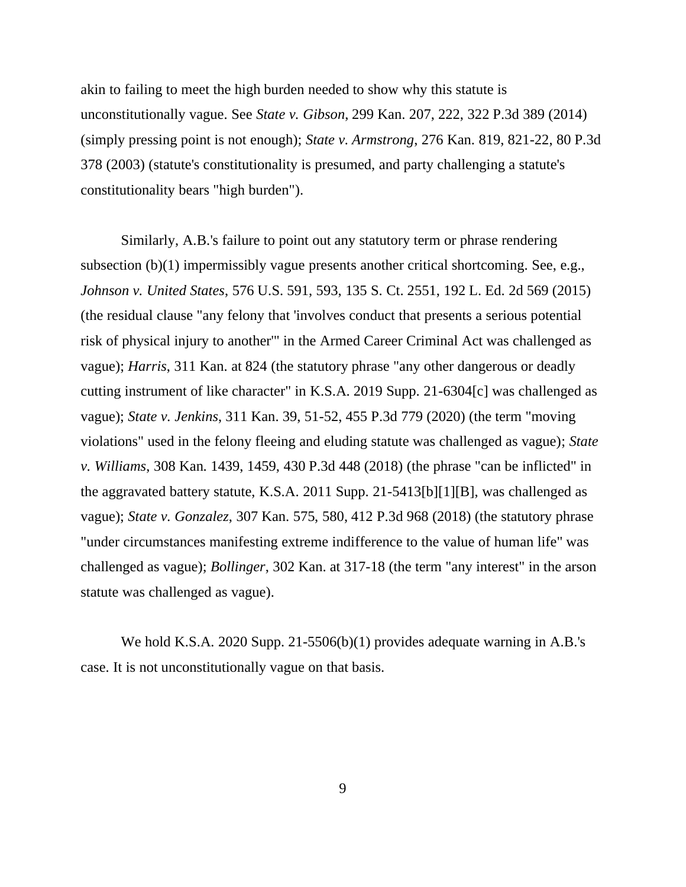akin to failing to meet the high burden needed to show why this statute is unconstitutionally vague. See *State v. Gibson*, 299 Kan. 207, 222, 322 P.3d 389 (2014) (simply pressing point is not enough); *State v. Armstrong*, 276 Kan. 819, 821-22, 80 P.3d 378 (2003) (statute's constitutionality is presumed, and party challenging a statute's constitutionality bears "high burden").

Similarly, A.B.'s failure to point out any statutory term or phrase rendering subsection (b)(1) impermissibly vague presents another critical shortcoming. See, e.g., *Johnson v. United States*, 576 U.S. 591, 593, 135 S. Ct. 2551, 192 L. Ed. 2d 569 (2015) (the residual clause "any felony that 'involves conduct that presents a serious potential risk of physical injury to another'" in the Armed Career Criminal Act was challenged as vague); *Harris*, 311 Kan. at 824 (the statutory phrase "any other dangerous or deadly cutting instrument of like character" in K.S.A. 2019 Supp. 21-6304[c] was challenged as vague); *State v. Jenkins*, 311 Kan. 39, 51-52, 455 P.3d 779 (2020) (the term "moving violations" used in the felony fleeing and eluding statute was challenged as vague); *State v. Williams*, 308 Kan. 1439, 1459, 430 P.3d 448 (2018) (the phrase "can be inflicted" in the aggravated battery statute, K.S.A. 2011 Supp. 21-5413[b][1][B], was challenged as vague); *State v. Gonzalez*, 307 Kan. 575, 580, 412 P.3d 968 (2018) (the statutory phrase "under circumstances manifesting extreme indifference to the value of human life" was challenged as vague); *Bollinger*, 302 Kan. at 317-18 (the term "any interest" in the arson statute was challenged as vague).

We hold K.S.A. 2020 Supp. 21-5506(b)(1) provides adequate warning in A.B.'s case. It is not unconstitutionally vague on that basis.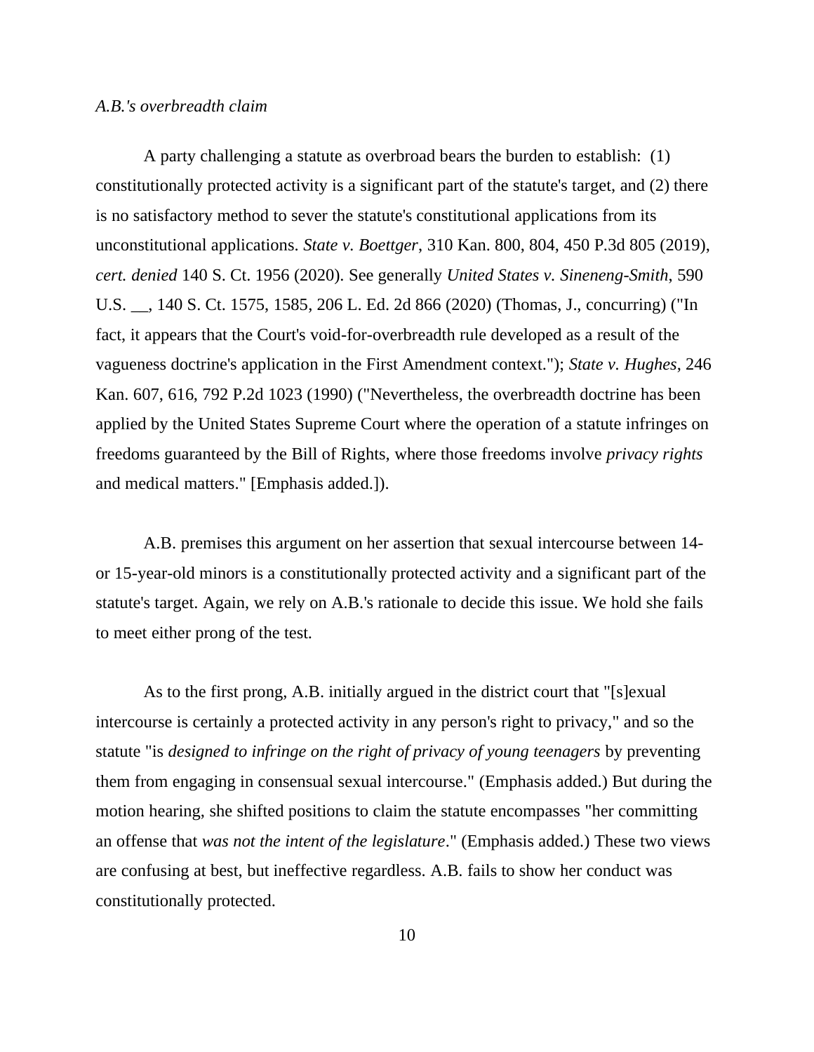*A.B.'s overbreadth claim*

A party challenging a statute as overbroad bears the burden to establish: (1) constitutionally protected activity is a significant part of the statute's target, and (2) there is no satisfactory method to sever the statute's constitutional applications from its unconstitutional applications. *State v. Boettger*, 310 Kan. 800, 804, 450 P.3d 805 (2019), *cert. denied* 140 S. Ct. 1956 (2020). See generally *United States v. Sineneng-Smith*, 590 U.S. __, 140 S. Ct. 1575, 1585, 206 L. Ed. 2d 866 (2020) (Thomas, J., concurring) ("In fact, it appears that the Court's void-for-overbreadth rule developed as a result of the vagueness doctrine's application in the First Amendment context."); *State v. Hughes*, 246 Kan. 607, 616, 792 P.2d 1023 (1990) ("Nevertheless, the overbreadth doctrine has been applied by the United States Supreme Court where the operation of a statute infringes on freedoms guaranteed by the Bill of Rights, where those freedoms involve *privacy rights* and medical matters." [Emphasis added.]).

A.B. premises this argument on her assertion that sexual intercourse between 14- or 15-year-old minors is a constitutionally protected activity and a significant part of the statute's target. Again, we rely on A.B.'s rationale to decide this issue. We hold she fails to meet either prong of the test.

As to the first prong, A.B. initially argued in the district court that "[s]exual intercourse is certainly a protected activity in any person's right to privacy," and so the statute "is *designed to infringe on the right of privacy of young teenagers* by preventing them from engaging in consensual sexual intercourse." (Emphasis added.) But during the motion hearing, she shifted positions to claim the statute encompasses "her committing an offense that *was not the intent of the legislature*." (Emphasis added.) These two views are confusing at best, but ineffective regardless. A.B. fails to show her conduct was constitutionally protected.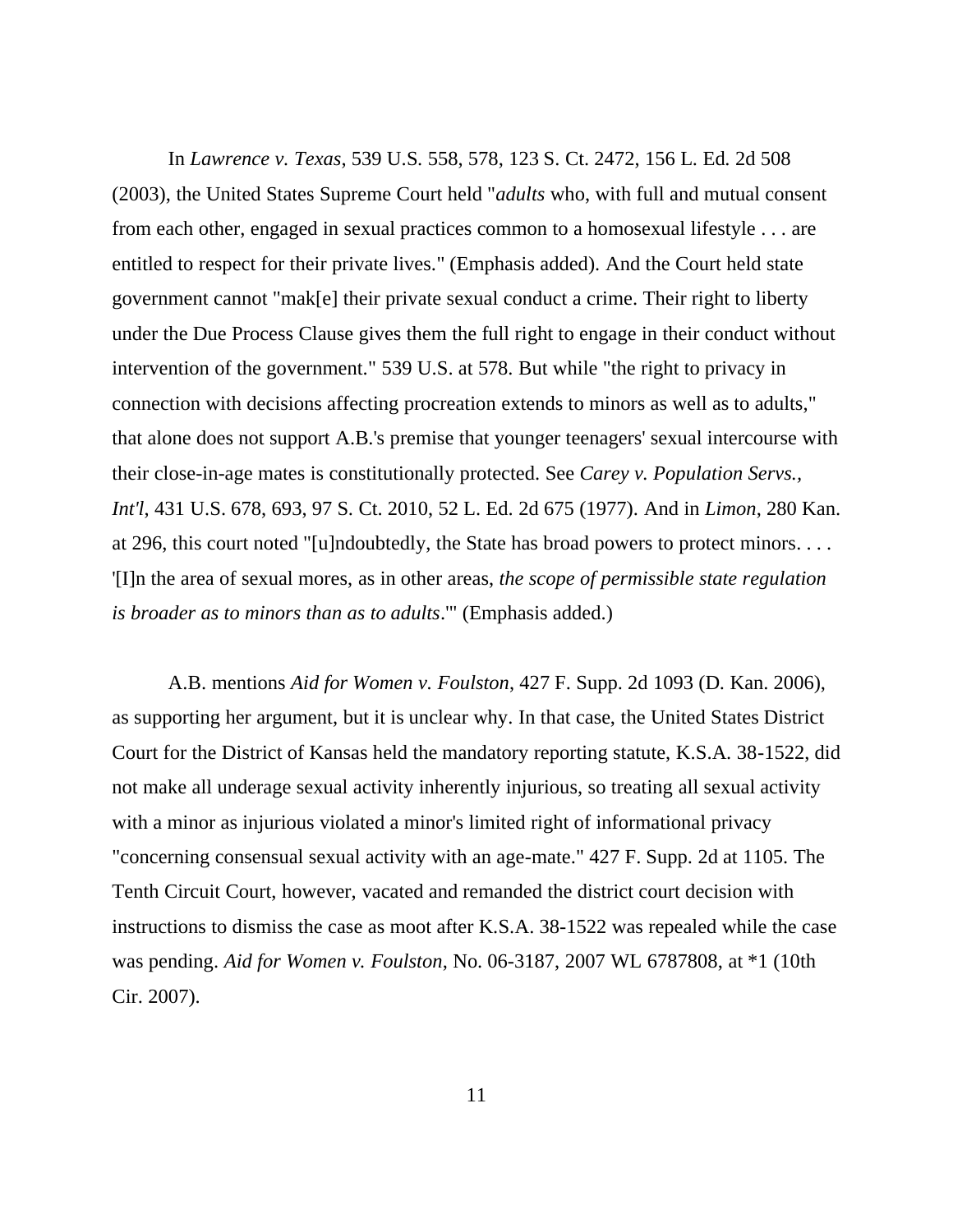In *Lawrence v. Texas*, 539 U.S. 558, 578, 123 S. Ct. 2472, 156 L. Ed. 2d 508 (2003), the United States Supreme Court held "*adults* who, with full and mutual consent from each other, engaged in sexual practices common to a homosexual lifestyle . . . are entitled to respect for their private lives." (Emphasis added). And the Court held state government cannot "mak[e] their private sexual conduct a crime. Their right to liberty under the Due Process Clause gives them the full right to engage in their conduct without intervention of the government." 539 U.S. at 578. But while "the right to privacy in connection with decisions affecting procreation extends to minors as well as to adults," that alone does not support A.B.'s premise that younger teenagers' sexual intercourse with their close-in-age mates is constitutionally protected. See *Carey v. Population Servs., Int'l*, 431 U.S. 678, 693, 97 S. Ct. 2010, 52 L. Ed. 2d 675 (1977). And in *Limon*, 280 Kan. at 296, this court noted "[u]ndoubtedly, the State has broad powers to protect minors. . . . '[I]n the area of sexual mores, as in other areas, *the scope of permissible state regulation is broader as to minors than as to adults*.'" (Emphasis added.)

A.B. mentions *Aid for Women v. Foulston*, 427 F. Supp. 2d 1093 (D. Kan. 2006), as supporting her argument, but it is unclear why. In that case, the United States District Court for the District of Kansas held the mandatory reporting statute, K.S.A. 38-1522, did not make all underage sexual activity inherently injurious, so treating all sexual activity with a minor as injurious violated a minor's limited right of informational privacy "concerning consensual sexual activity with an age-mate." 427 F. Supp. 2d at 1105. The Tenth Circuit Court, however, vacated and remanded the district court decision with instructions to dismiss the case as moot after K.S.A. 38-1522 was repealed while the case was pending. *Aid for Women v. Foulston*, No. 06-3187, 2007 WL 6787808, at *1 (10th Cir. 2007).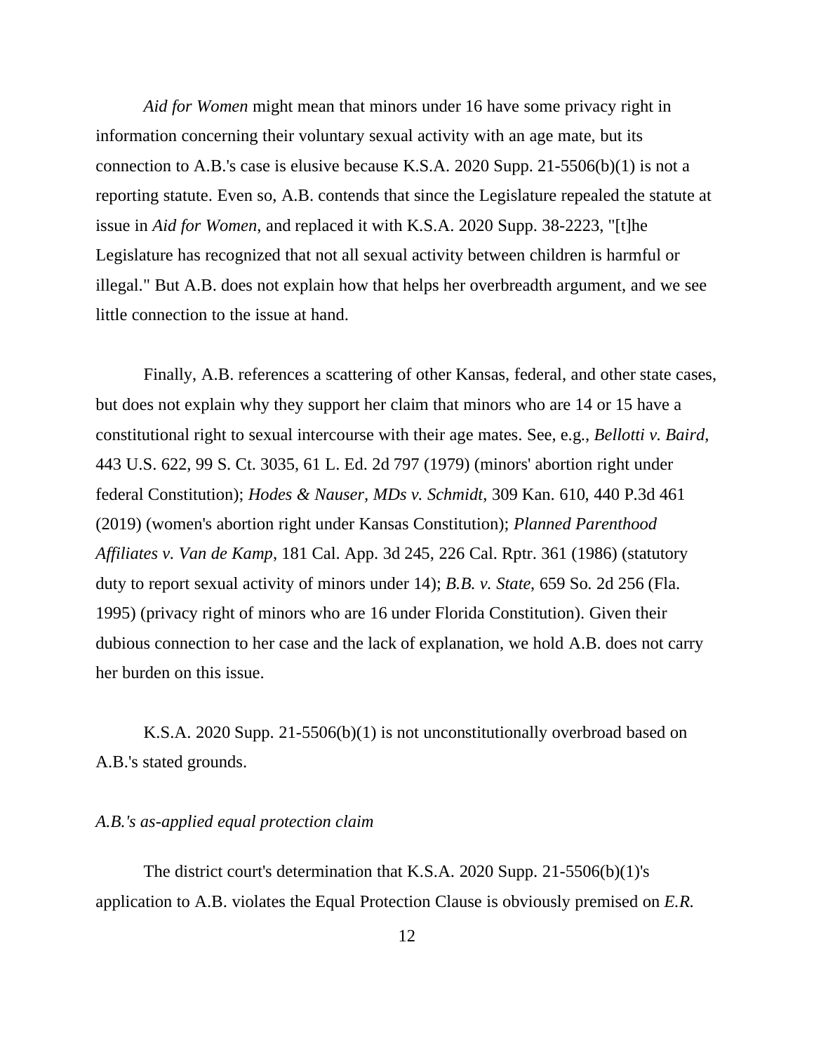*Aid for Women* might mean that minors under 16 have some privacy right in information concerning their voluntary sexual activity with an age mate, but its connection to A.B.'s case is elusive because K.S.A. 2020 Supp. 21-5506(b)(1) is not a reporting statute. Even so, A.B. contends that since the Legislature repealed the statute at issue in *Aid for Women*, and replaced it with K.S.A. 2020 Supp. 38-2223, "[t]he Legislature has recognized that not all sexual activity between children is harmful or illegal." But A.B. does not explain how that helps her overbreadth argument, and we see little connection to the issue at hand.

Finally, A.B. references a scattering of other Kansas, federal, and other state cases, but does not explain why they support her claim that minors who are 14 or 15 have a constitutional right to sexual intercourse with their age mates. See, e.g., *Bellotti v. Baird*, 443 U.S. 622, 99 S. Ct. 3035, 61 L. Ed. 2d 797 (1979) (minors' abortion right under federal Constitution); *Hodes & Nauser, MDs v. Schmidt*, 309 Kan. 610, 440 P.3d 461 (2019) (women's abortion right under Kansas Constitution); *Planned Parenthood Affiliates v. Van de Kamp*, 181 Cal. App. 3d 245, 226 Cal. Rptr. 361 (1986) (statutory duty to report sexual activity of minors under 14); *B.B. v. State*, 659 So. 2d 256 (Fla. 1995) (privacy right of minors who are 16 under Florida Constitution). Given their dubious connection to her case and the lack of explanation, we hold A.B. does not carry her burden on this issue.

K.S.A. 2020 Supp. 21-5506(b)(1) is not unconstitutionally overbroad based on A.B.'s stated grounds.

*A.B.'s as-applied equal protection claim*

The district court's determination that K.S.A. 2020 Supp. 21-5506(b)(1)'s application to A.B. violates the Equal Protection Clause is obviously premised on *E.R.*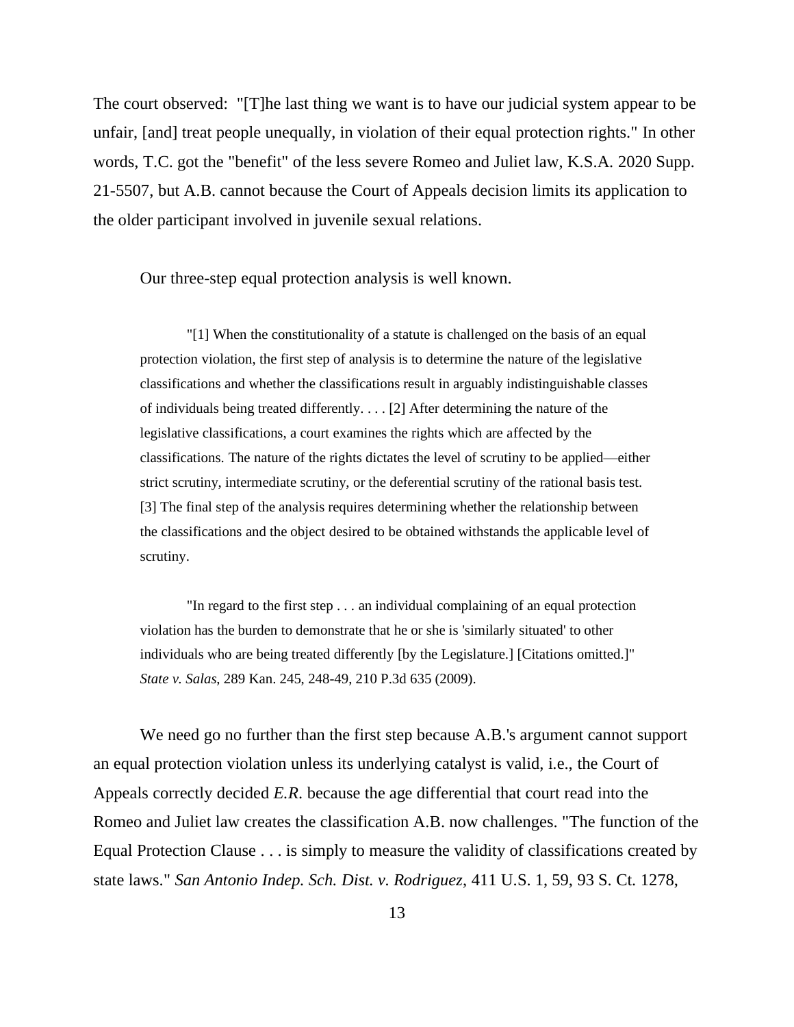The court observed: "[T]he last thing we want is to have our judicial system appear to be unfair, [and] treat people unequally, in violation of their equal protection rights." In other words, T.C. got the "benefit" of the less severe Romeo and Juliet law, K.S.A. 2020 Supp. 21-5507, but A.B. cannot because the Court of Appeals decision limits its application to the older participant involved in juvenile sexual relations.

Our three-step equal protection analysis is well known.

> "[1] When the constitutionality of a statute is challenged on the basis of an equal protection violation, the first step of analysis is to determine the nature of the legislative classifications and whether the classifications result in arguably indistinguishable classes of individuals being treated differently. . . . [2] After determining the nature of the legislative classifications, a court examines the rights which are affected by the classifications. The nature of the rights dictates the level of scrutiny to be applied—either strict scrutiny, intermediate scrutiny, or the deferential scrutiny of the rational basis test. [3] The final step of the analysis requires determining whether the relationship between the classifications and the object desired to be obtained withstands the applicable level of scrutiny.
>
> "In regard to the first step . . . an individual complaining of an equal protection violation has the burden to demonstrate that he or she is 'similarly situated' to other individuals who are being treated differently [by the Legislature.] [Citations omitted.]" *State v. Salas*, 289 Kan. 245, 248-49, 210 P.3d 635 (2009).

We need go no further than the first step because A.B.'s argument cannot support an equal protection violation unless its underlying catalyst is valid, i.e., the Court of Appeals correctly decided *E.R.* because the age differential that court read into the Romeo and Juliet law creates the classification A.B. now challenges. "The function of the Equal Protection Clause . . . is simply to measure the validity of classifications created by state laws." *San Antonio Indep. Sch. Dist. v. Rodriguez*, 411 U.S. 1, 59, 93 S. Ct. 1278,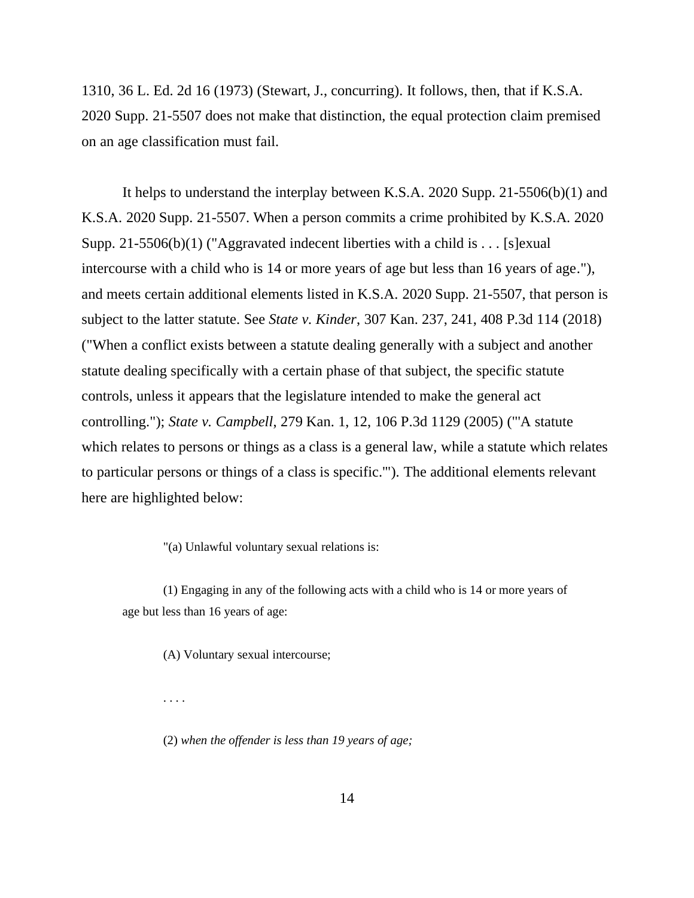1310, 36 L. Ed. 2d 16 (1973) (Stewart, J., concurring). It follows, then, that if K.S.A. 2020 Supp. 21-5507 does not make that distinction, the equal protection claim premised on an age classification must fail.

It helps to understand the interplay between K.S.A. 2020 Supp. 21-5506(b)(1) and K.S.A. 2020 Supp. 21-5507. When a person commits a crime prohibited by K.S.A. 2020 Supp. 21-5506(b)(1) ("Aggravated indecent liberties with a child is . . . [s]exual intercourse with a child who is 14 or more years of age but less than 16 years of age."), and meets certain additional elements listed in K.S.A. 2020 Supp. 21-5507, that person is subject to the latter statute. See *State v. Kinder*, 307 Kan. 237, 241, 408 P.3d 114 (2018) ("When a conflict exists between a statute dealing generally with a subject and another statute dealing specifically with a certain phase of that subject, the specific statute controls, unless it appears that the legislature intended to make the general act controlling."); *State v. Campbell*, 279 Kan. 1, 12, 106 P.3d 1129 (2005) ("'A statute which relates to persons or things as a class is a general law, while a statute which relates to particular persons or things of a class is specific.'"). The additional elements relevant here are highlighted below:

> "(a) Unlawful voluntary sexual relations is:
>
> (1) Engaging in any of the following acts with a child who is 14 or more years of age but less than 16 years of age:
>
> (A) Voluntary sexual intercourse;
>
> . . . .
>
> (2) *when the offender is less than 19 years of age;*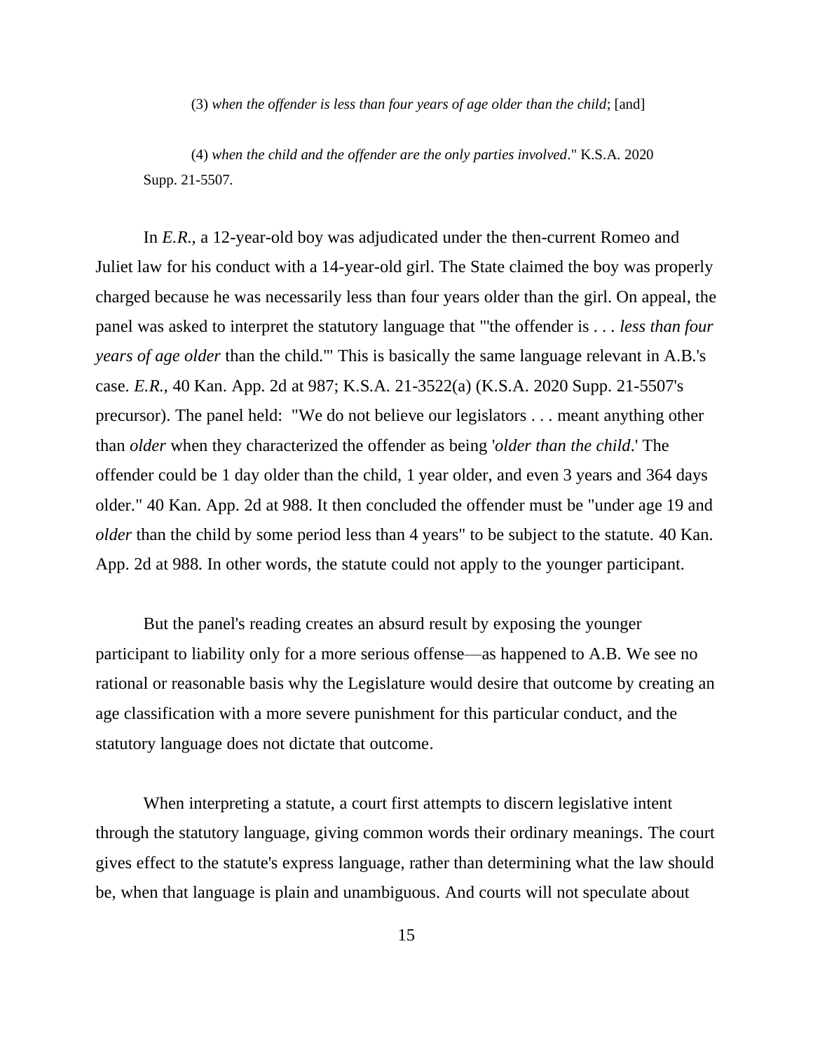(3) *when the offender is less than four years of age older than the child*; [and]

(4) *when the child and the offender are the only parties involved*." K.S.A. 2020 Supp. 21-5507.

In *E.R.*, a 12-year-old boy was adjudicated under the then-current Romeo and Juliet law for his conduct with a 14-year-old girl. The State claimed the boy was properly charged because he was necessarily less than four years older than the girl. On appeal, the panel was asked to interpret the statutory language that "'the offender is . . . *less than four years of age older* than the child.'" This is basically the same language relevant in A.B.'s case. *E.R.*, 40 Kan. App. 2d at 987; K.S.A. 21-3522(a) (K.S.A. 2020 Supp. 21-5507's precursor). The panel held: "We do not believe our legislators . . . meant anything other than *older* when they characterized the offender as being '*older than the child*.' The offender could be 1 day older than the child, 1 year older, and even 3 years and 364 days older." 40 Kan. App. 2d at 988. It then concluded the offender must be "under age 19 and *older* than the child by some period less than 4 years" to be subject to the statute. 40 Kan. App. 2d at 988. In other words, the statute could not apply to the younger participant.

But the panel's reading creates an absurd result by exposing the younger participant to liability only for a more serious offense—as happened to A.B. We see no rational or reasonable basis why the Legislature would desire that outcome by creating an age classification with a more severe punishment for this particular conduct, and the statutory language does not dictate that outcome.

When interpreting a statute, a court first attempts to discern legislative intent through the statutory language, giving common words their ordinary meanings. The court gives effect to the statute's express language, rather than determining what the law should be, when that language is plain and unambiguous. And courts will not speculate about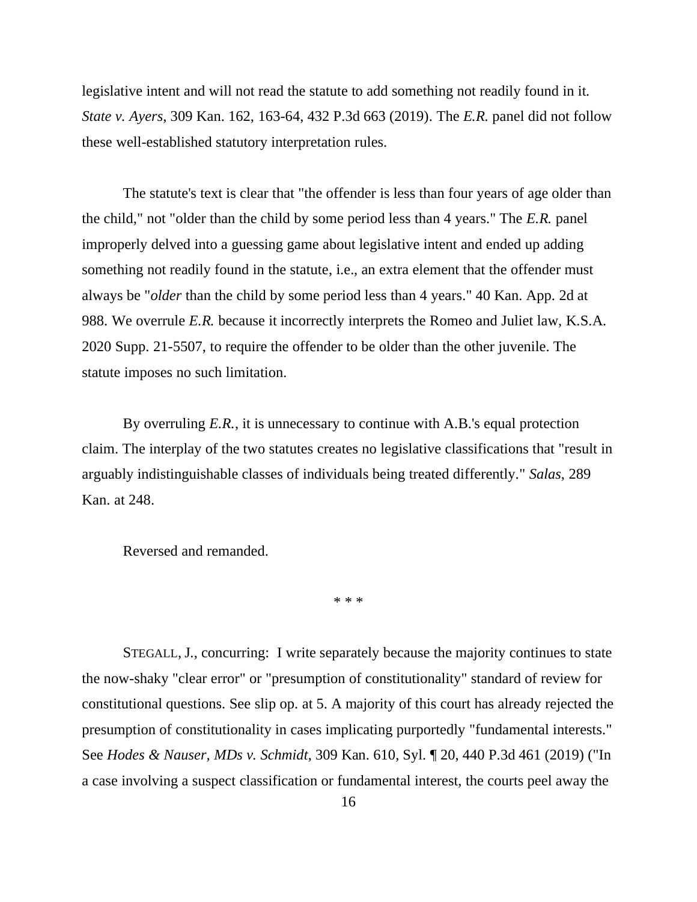legislative intent and will not read the statute to add something not readily found in it. *State v. Ayers*, 309 Kan. 162, 163-64, 432 P.3d 663 (2019). The *E.R.* panel did not follow these well-established statutory interpretation rules.

The statute's text is clear that "the offender is less than four years of age older than the child," not "older than the child by some period less than 4 years." The *E.R.* panel improperly delved into a guessing game about legislative intent and ended up adding something not readily found in the statute, i.e., an extra element that the offender must always be "*older* than the child by some period less than 4 years." 40 Kan. App. 2d at 988. We overrule *E.R.* because it incorrectly interprets the Romeo and Juliet law, K.S.A. 2020 Supp. 21-5507, to require the offender to be older than the other juvenile. The statute imposes no such limitation.

By overruling *E.R.*, it is unnecessary to continue with A.B.'s equal protection claim. The interplay of the two statutes creates no legislative classifications that "result in arguably indistinguishable classes of individuals being treated differently." *Salas*, 289 Kan. at 248.

Reversed and remanded.

\* \* \*

STEGALL, J., concurring: I write separately because the majority continues to state the now-shaky "clear error" or "presumption of constitutionality" standard of review for constitutional questions. See slip op. at 5. A majority of this court has already rejected the presumption of constitutionality in cases implicating purportedly "fundamental interests." See *Hodes & Nauser, MDs v. Schmidt*, 309 Kan. 610, Syl. ¶ 20, 440 P.3d 461 (2019) ("In a case involving a suspect classification or fundamental interest, the courts peel away the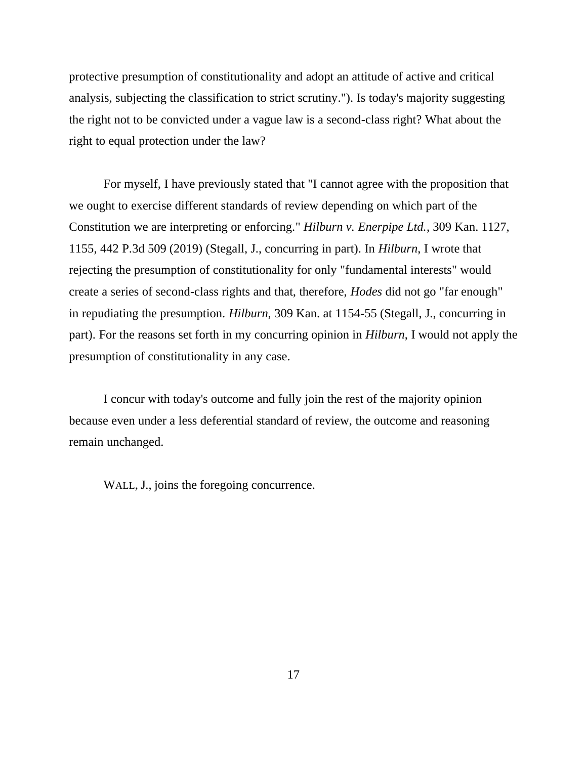protective presumption of constitutionality and adopt an attitude of active and critical analysis, subjecting the classification to strict scrutiny."). Is today's majority suggesting the right not to be convicted under a vague law is a second-class right? What about the right to equal protection under the law?

For myself, I have previously stated that "I cannot agree with the proposition that we ought to exercise different standards of review depending on which part of the Constitution we are interpreting or enforcing." *Hilburn v. Enerpipe Ltd.*, 309 Kan. 1127, 1155, 442 P.3d 509 (2019) (Stegall, J., concurring in part). In *Hilburn*, I wrote that rejecting the presumption of constitutionality for only "fundamental interests" would create a series of second-class rights and that, therefore, *Hodes* did not go "far enough" in repudiating the presumption. *Hilburn*, 309 Kan. at 1154-55 (Stegall, J., concurring in part). For the reasons set forth in my concurring opinion in *Hilburn*, I would not apply the presumption of constitutionality in any case.

I concur with today's outcome and fully join the rest of the majority opinion because even under a less deferential standard of review, the outcome and reasoning remain unchanged.

WALL, J., joins the foregoing concurrence.